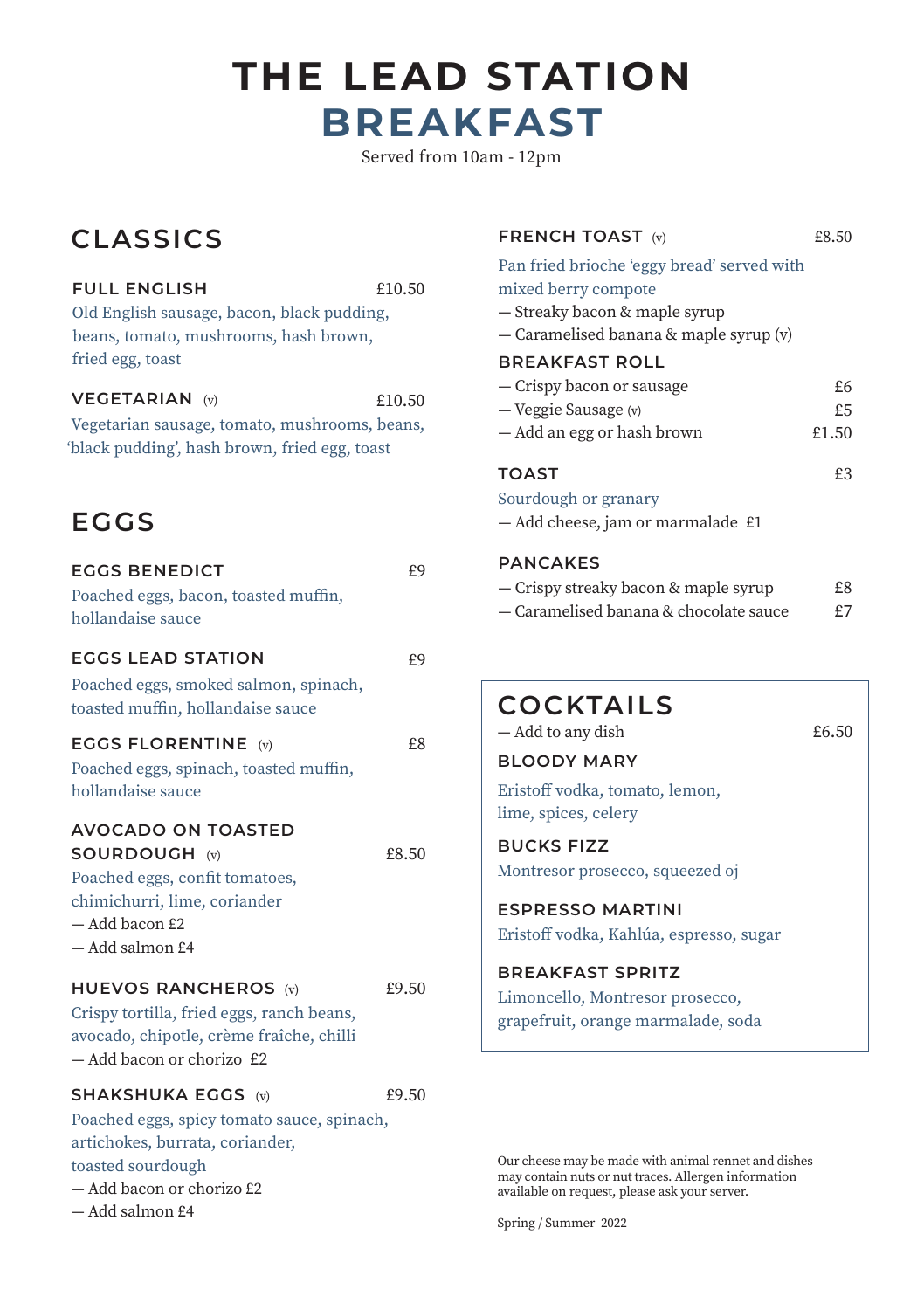# THE LEAD STATION
# BREAKFAST

Served from 10am - 12pm

## CLASSICS

### FULL ENGLISH — £10.50
Old English sausage, bacon, black pudding, beans, tomato, mushrooms, hash brown, fried egg, toast

### VEGETARIAN (v) — £10.50
Vegetarian sausage, tomato, mushrooms, beans, 'black pudding', hash brown, fried egg, toast

## EGGS

### EGGS BENEDICT — £9
Poached eggs, bacon, toasted muffin, hollandaise sauce

### EGGS LEAD STATION — £9
Poached eggs, smoked salmon, spinach, toasted muffin, hollandaise sauce

### EGGS FLORENTINE (v) — £8
Poached eggs, spinach, toasted muffin, hollandaise sauce

### AVOCADO ON TOASTED SOURDOUGH (v) — £8.50
Poached eggs, confit tomatoes, chimichurri, lime, coriander
— Add bacon £2
— Add salmon £4

### HUEVOS RANCHEROS (v) — £9.50
Crispy tortilla, fried eggs, ranch beans, avocado, chipotle, crème fraîche, chilli
— Add bacon or chorizo £2

### SHAKSHUKA EGGS (v) — £9.50
Poached eggs, spicy tomato sauce, spinach, artichokes, burrata, coriander, toasted sourdough
— Add bacon or chorizo £2
— Add salmon £4

### FRENCH TOAST (v) — £8.50
Pan fried brioche 'eggy bread' served with mixed berry compote
— Streaky bacon & maple syrup
— Caramelised banana & maple syrup (v)

### BREAKFAST ROLL
— Crispy bacon or sausage £6
— Veggie Sausage (v) £5
— Add an egg or hash brown £1.50

### TOAST — £3
Sourdough or granary
— Add cheese, jam or marmalade £1

### PANCAKES
— Crispy streaky bacon & maple syrup £8
— Caramelised banana & chocolate sauce £7

## COCKTAILS
— Add to any dish £6.50

### BLOODY MARY
Eristoff vodka, tomato, lemon, lime, spices, celery

### BUCKS FIZZ
Montresor prosecco, squeezed oj

### ESPRESSO MARTINI
Eristoff vodka, Kahlúa, espresso, sugar

### BREAKFAST SPRITZ
Limoncello, Montresor prosecco, grapefruit, orange marmalade, soda

Our cheese may be made with animal rennet and dishes may contain nuts or nut traces. Allergen information available on request, please ask your server.

Spring / Summer 2022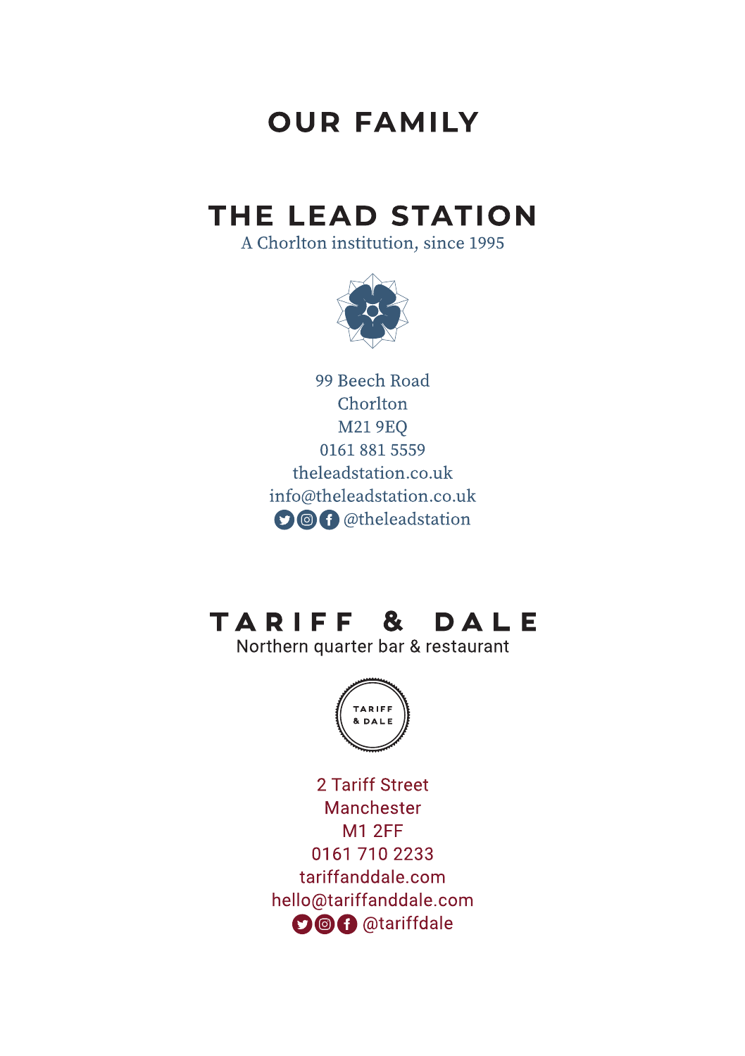# OUR FAMILY

## THE LEAD STATION

A Chorlton institution, since 1995

99 Beech Road
Chorlton
M21 9EQ
0161 881 5559
theleadstation.co.uk
info@theleadstation.co.uk
@theleadstation

## TARIFF & DALE

Northern quarter bar & restaurant

2 Tariff Street
Manchester
M1 2FF
0161 710 2233
tariffanddale.com
hello@tariffanddale.com
@tariffdale